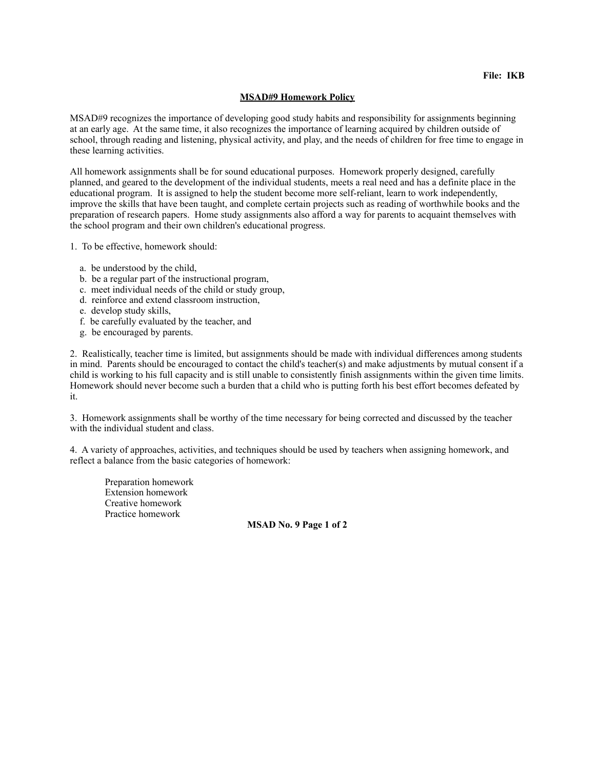**File: IKB**

# MSAD#9 Homework Policy

MSAD#9 recognizes the importance of developing good study habits and responsibility for assignments beginning at an early age. At the same time, it also recognizes the importance of learning acquired by children outside of school, through reading and listening, physical activity, and play, and the needs of children for free time to engage in these learning activities.

All homework assignments shall be for sound educational purposes. Homework properly designed, carefully planned, and geared to the development of the individual students, meets a real need and has a definite place in the educational program. It is assigned to help the student become more self-reliant, learn to work independently, improve the skills that have been taught, and complete certain projects such as reading of worthwhile books and the preparation of research papers. Home study assignments also afford a way for parents to acquaint themselves with the school program and their own children's educational progress.

1. To be effective, homework should:

   a. be understood by the child,
   b. be a regular part of the instructional program,
   c. meet individual needs of the child or study group,
   d. reinforce and extend classroom instruction,
   e. develop study skills,
   f. be carefully evaluated by the teacher, and
   g. be encouraged by parents.

2. Realistically, teacher time is limited, but assignments should be made with individual differences among students in mind. Parents should be encouraged to contact the child's teacher(s) and make adjustments by mutual consent if a child is working to his full capacity and is still unable to consistently finish assignments within the given time limits. Homework should never become such a burden that a child who is putting forth his best effort becomes defeated by it.

3. Homework assignments shall be worthy of the time necessary for being corrected and discussed by the teacher with the individual student and class.

4. A variety of approaches, activities, and techniques should be used by teachers when assigning homework, and reflect a balance from the basic categories of homework:

   Preparation homework
   Extension homework
   Creative homework
   Practice homework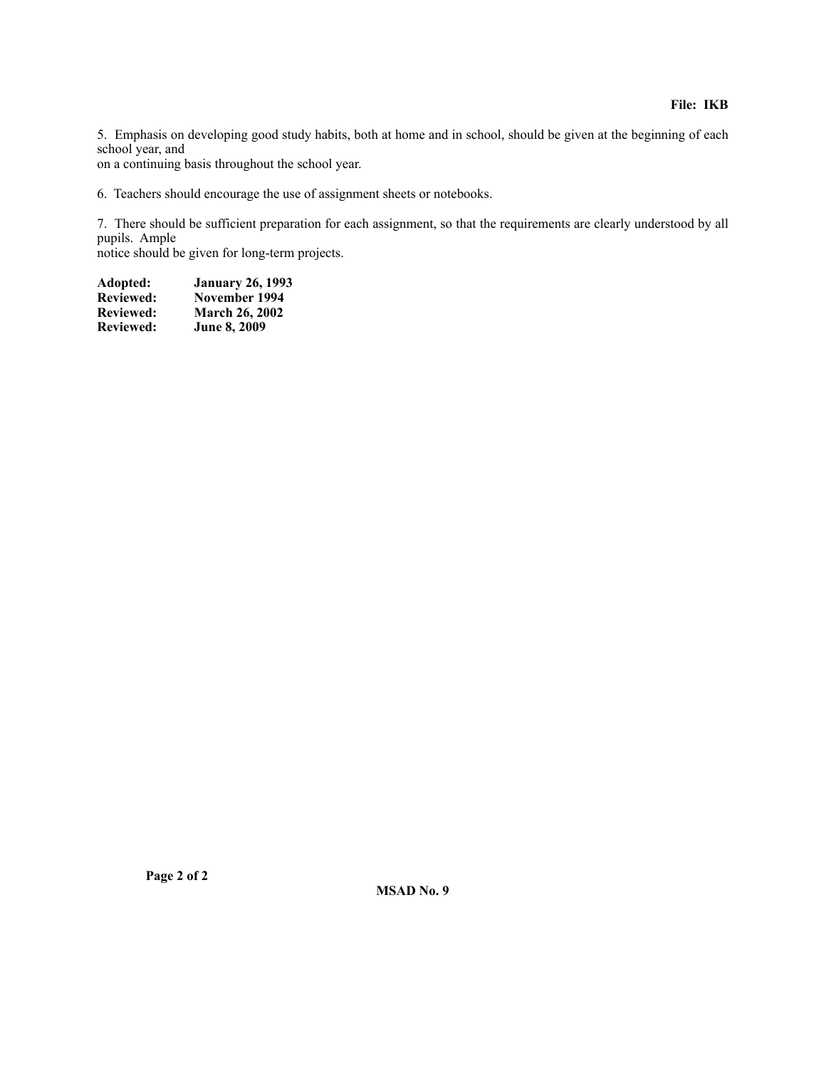5. Emphasis on developing good study habits, both at home and in school, should be given at the beginning of each school year, and on a continuing basis throughout the school year.

6. Teachers should encourage the use of assignment sheets or notebooks.

7. There should be sufficient preparation for each assignment, so that the requirements are clearly understood by all pupils. Ample notice should be given for long-term projects.

**Adopted:** **January 26, 1993**
**Reviewed:** **November 1994**
**Reviewed:** **March 26, 2002**
**Reviewed:** **June 8, 2009**